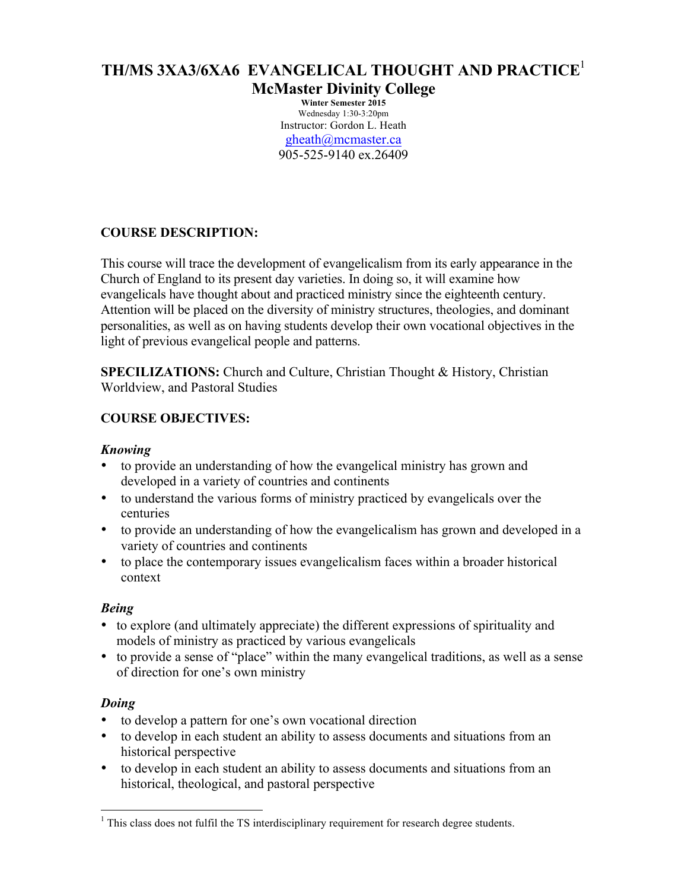# TH/MS 3XA3/6XA6 EVANGELICAL THOUGHT AND PRACTICE[1]

## McMaster Divinity College

**Winter Semester 2015**
Wednesday 1:30-3:20pm
Instructor: Gordon L. Heath
gheath@mcmaster.ca
905-525-9140 ex.26409

**COURSE DESCRIPTION:**

This course will trace the development of evangelicalism from its early appearance in the Church of England to its present day varieties. In doing so, it will examine how evangelicals have thought about and practiced ministry since the eighteenth century. Attention will be placed on the diversity of ministry structures, theologies, and dominant personalities, as well as on having students develop their own vocational objectives in the light of previous evangelical people and patterns.

**SPECILIZATIONS:** Church and Culture, Christian Thought & History, Christian Worldview, and Pastoral Studies

**COURSE OBJECTIVES:**

***Knowing***

- to provide an understanding of how the evangelical ministry has grown and developed in a variety of countries and continents
- to understand the various forms of ministry practiced by evangelicals over the centuries
- to provide an understanding of how the evangelicalism has grown and developed in a variety of countries and continents
- to place the contemporary issues evangelicalism faces within a broader historical context

***Being***

- to explore (and ultimately appreciate) the different expressions of spirituality and models of ministry as practiced by various evangelicals
- to provide a sense of "place" within the many evangelical traditions, as well as a sense of direction for one's own ministry

***Doing***

- to develop a pattern for one's own vocational direction
- to develop in each student an ability to assess documents and situations from an historical perspective
- to develop in each student an ability to assess documents and situations from an historical, theological, and pastoral perspective

---

[1] This class does not fulfil the TS interdisciplinary requirement for research degree students.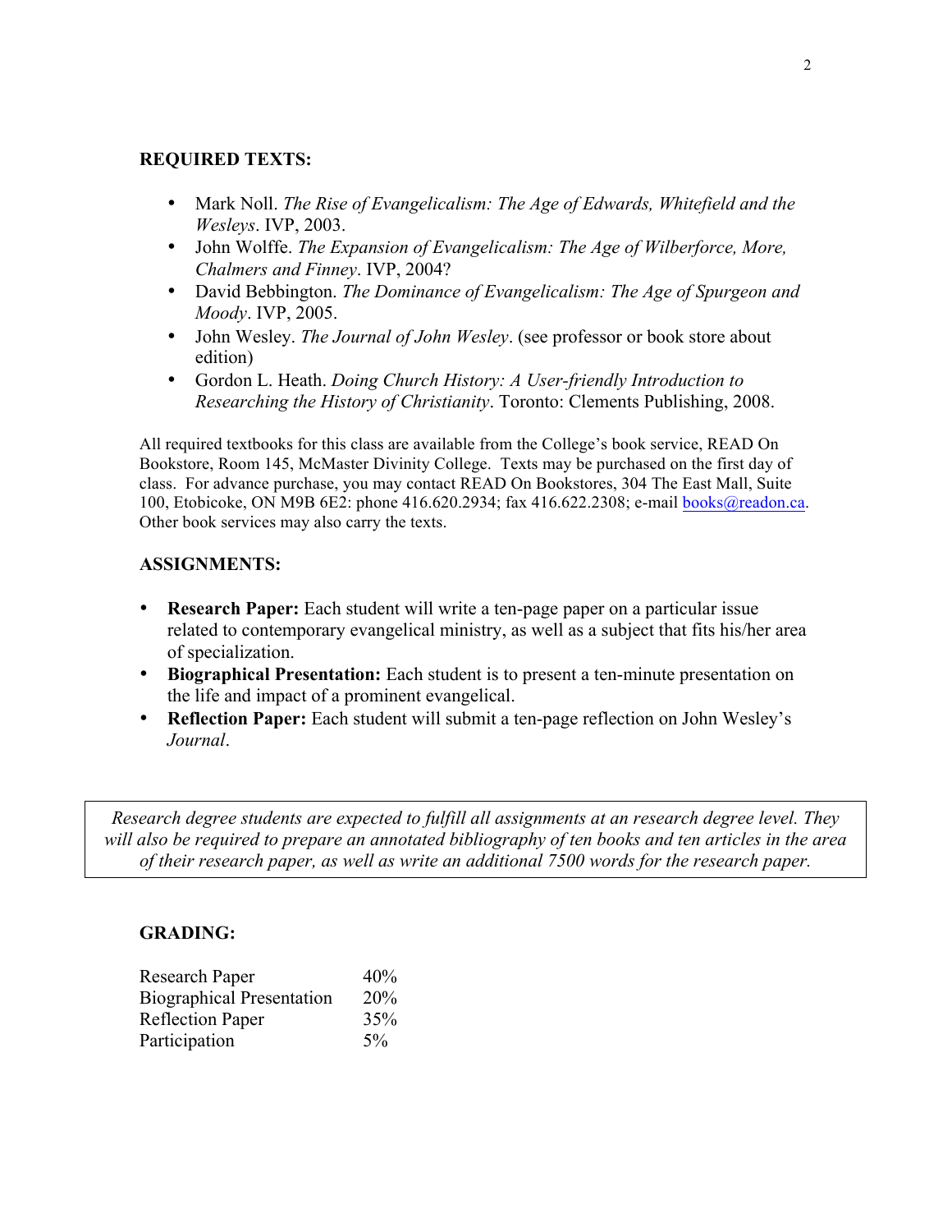**REQUIRED TEXTS:**

- Mark Noll. *The Rise of Evangelicalism: The Age of Edwards, Whitefield and the Wesleys*. IVP, 2003.
- John Wolffe. *The Expansion of Evangelicalism: The Age of Wilberforce, More, Chalmers and Finney*. IVP, 2004?
- David Bebbington. *The Dominance of Evangelicalism: The Age of Spurgeon and Moody*. IVP, 2005.
- John Wesley. *The Journal of John Wesley*. (see professor or book store about edition)
- Gordon L. Heath. *Doing Church History: A User-friendly Introduction to Researching the History of Christianity*. Toronto: Clements Publishing, 2008.

All required textbooks for this class are available from the College's book service, READ On Bookstore, Room 145, McMaster Divinity College. Texts may be purchased on the first day of class. For advance purchase, you may contact READ On Bookstores, 304 The East Mall, Suite 100, Etobicoke, ON M9B 6E2: phone 416.620.2934; fax 416.622.2308; e-mail books@readon.ca. Other book services may also carry the texts.

**ASSIGNMENTS:**

- **Research Paper:** Each student will write a ten-page paper on a particular issue related to contemporary evangelical ministry, as well as a subject that fits his/her area of specialization.
- **Biographical Presentation:** Each student is to present a ten-minute presentation on the life and impact of a prominent evangelical.
- **Reflection Paper:** Each student will submit a ten-page reflection on John Wesley's *Journal*.

*Research degree students are expected to fulfill all assignments at an research degree level. They will also be required to prepare an annotated bibliography of ten books and ten articles in the area of their research paper, as well as write an additional 7500 words for the research paper.*

**GRADING:**

| | |
|---|---|
| Research Paper | 40% |
| Biographical Presentation | 20% |
| Reflection Paper | 35% |
| Participation | 5% |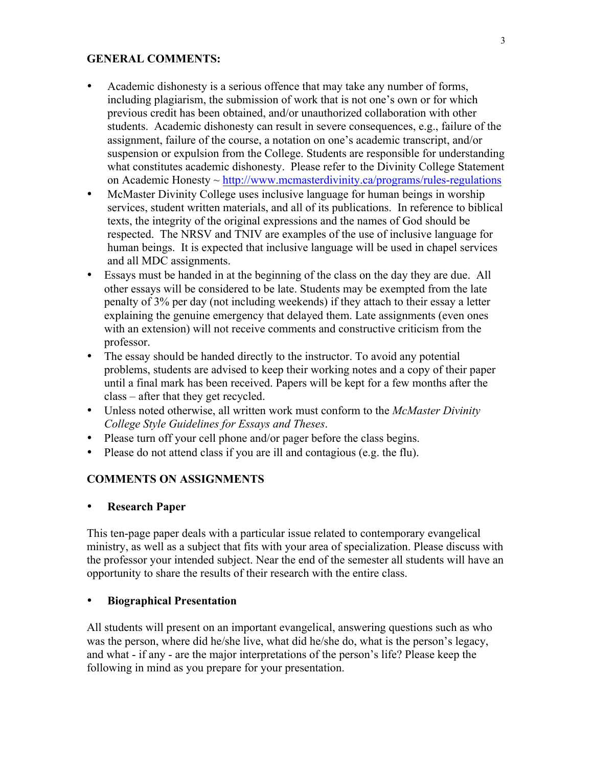**GENERAL COMMENTS:**

- Academic dishonesty is a serious offence that may take any number of forms, including plagiarism, the submission of work that is not one's own or for which previous credit has been obtained, and/or unauthorized collaboration with other students. Academic dishonesty can result in severe consequences, e.g., failure of the assignment, failure of the course, a notation on one's academic transcript, and/or suspension or expulsion from the College. Students are responsible for understanding what constitutes academic dishonesty. Please refer to the Divinity College Statement on Academic Honesty ~ http://www.mcmasterdivinity.ca/programs/rules-regulations
- McMaster Divinity College uses inclusive language for human beings in worship services, student written materials, and all of its publications. In reference to biblical texts, the integrity of the original expressions and the names of God should be respected. The NRSV and TNIV are examples of the use of inclusive language for human beings. It is expected that inclusive language will be used in chapel services and all MDC assignments.
- Essays must be handed in at the beginning of the class on the day they are due. All other essays will be considered to be late. Students may be exempted from the late penalty of 3% per day (not including weekends) if they attach to their essay a letter explaining the genuine emergency that delayed them. Late assignments (even ones with an extension) will not receive comments and constructive criticism from the professor.
- The essay should be handed directly to the instructor. To avoid any potential problems, students are advised to keep their working notes and a copy of their paper until a final mark has been received. Papers will be kept for a few months after the class – after that they get recycled.
- Unless noted otherwise, all written work must conform to the *McMaster Divinity College Style Guidelines for Essays and Theses*.
- Please turn off your cell phone and/or pager before the class begins.
- Please do not attend class if you are ill and contagious (e.g. the flu).

**COMMENTS ON ASSIGNMENTS**

- **Research Paper**

This ten-page paper deals with a particular issue related to contemporary evangelical ministry, as well as a subject that fits with your area of specialization. Please discuss with the professor your intended subject. Near the end of the semester all students will have an opportunity to share the results of their research with the entire class.

- **Biographical Presentation**

All students will present on an important evangelical, answering questions such as who was the person, where did he/she live, what did he/she do, what is the person's legacy, and what - if any - are the major interpretations of the person's life? Please keep the following in mind as you prepare for your presentation.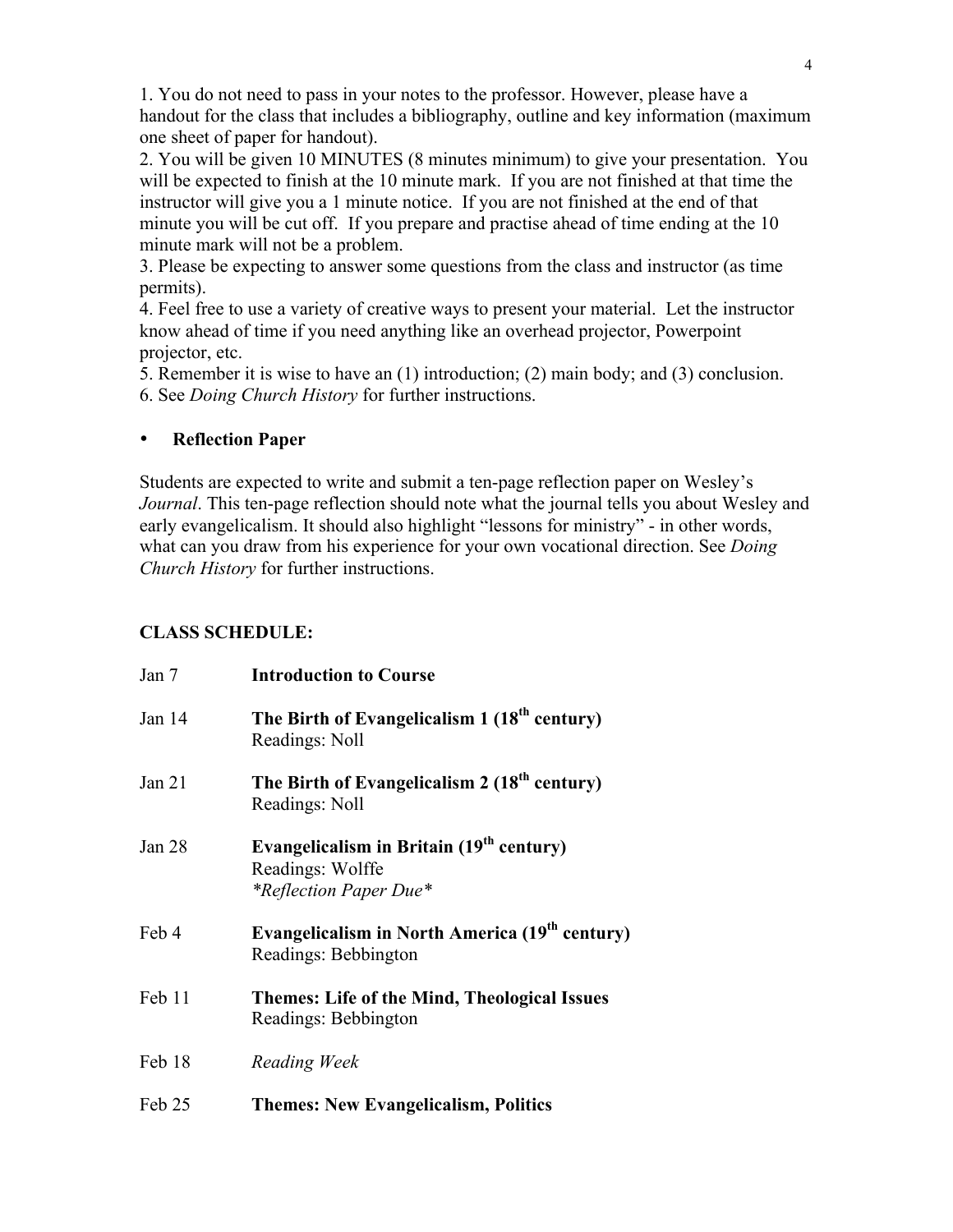1. You do not need to pass in your notes to the professor. However, please have a handout for the class that includes a bibliography, outline and key information (maximum one sheet of paper for handout).
2. You will be given 10 MINUTES (8 minutes minimum) to give your presentation. You will be expected to finish at the 10 minute mark. If you are not finished at that time the instructor will give you a 1 minute notice. If you are not finished at the end of that minute you will be cut off. If you prepare and practise ahead of time ending at the 10 minute mark will not be a problem.
3. Please be expecting to answer some questions from the class and instructor (as time permits).
4. Feel free to use a variety of creative ways to present your material. Let the instructor know ahead of time if you need anything like an overhead projector, Powerpoint projector, etc.
5. Remember it is wise to have an (1) introduction; (2) main body; and (3) conclusion.
6. See *Doing Church History* for further instructions.

- **Reflection Paper**

Students are expected to write and submit a ten-page reflection paper on Wesley's *Journal*. This ten-page reflection should note what the journal tells you about Wesley and early evangelicalism. It should also highlight "lessons for ministry" - in other words, what can you draw from his experience for your own vocational direction. See *Doing Church History* for further instructions.

**CLASS SCHEDULE:**

| | |
|---|---|
| Jan 7 | **Introduction to Course** |
| Jan 14 | **The Birth of Evangelicalism 1 (18th century)**<br>Readings: Noll |
| Jan 21 | **The Birth of Evangelicalism 2 (18th century)**<br>Readings: Noll |
| Jan 28 | **Evangelicalism in Britain (19th century)**<br>Readings: Wolffe<br>*\*Reflection Paper Due\** |
| Feb 4 | **Evangelicalism in North America (19th century)**<br>Readings: Bebbington |
| Feb 11 | **Themes: Life of the Mind, Theological Issues**<br>Readings: Bebbington |
| Feb 18 | *Reading Week* |
| Feb 25 | **Themes: New Evangelicalism, Politics** |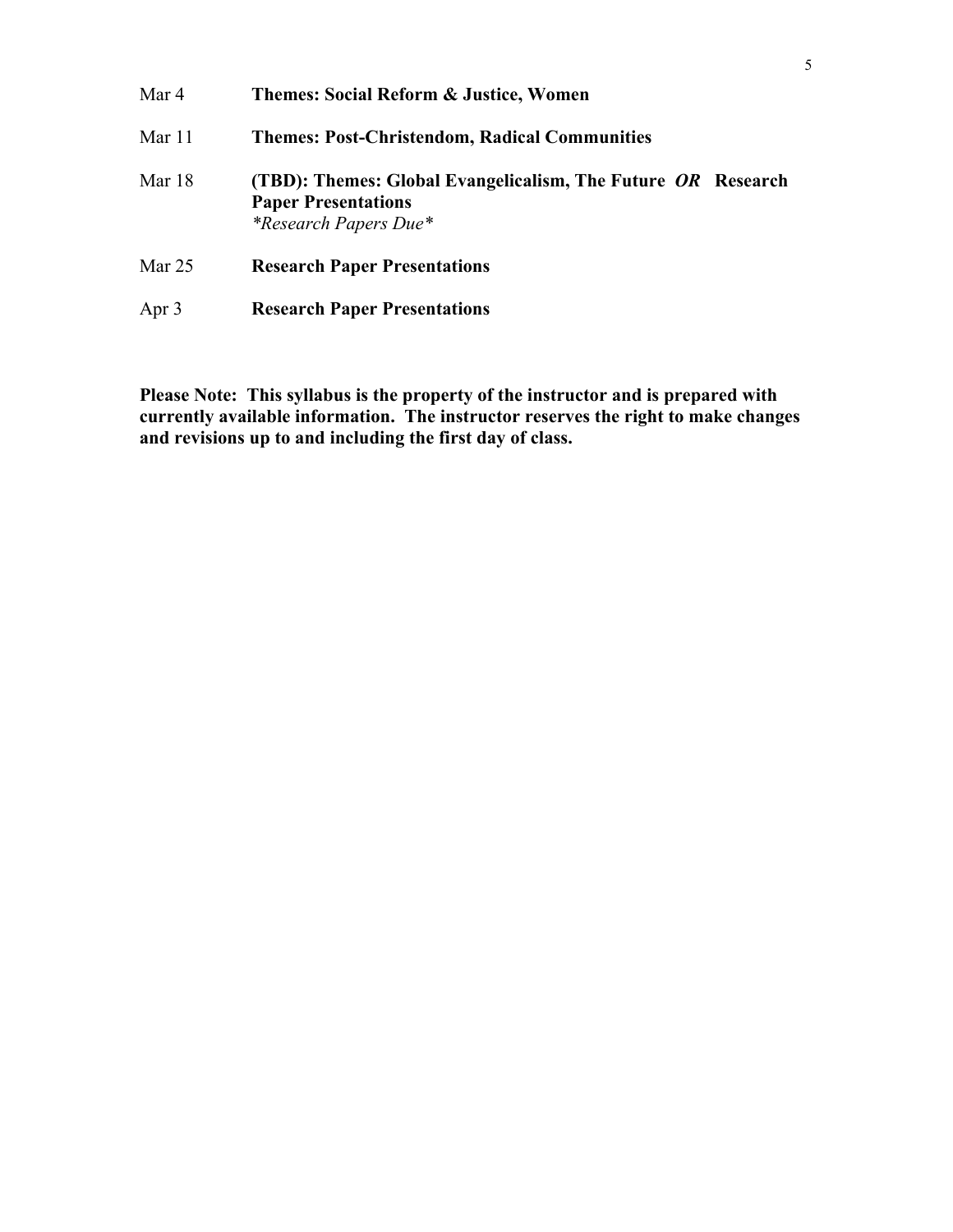| | |
|---|---|
| Mar 4 | **Themes: Social Reform & Justice, Women** |
| Mar 11 | **Themes: Post-Christendom, Radical Communities** |
| Mar 18 | **(TBD): Themes: Global Evangelicalism, The Future *OR* Research Paper Presentations** <br> **\*Research Papers Due\*** |
| Mar 25 | **Research Paper Presentations** |
| Apr 3 | **Research Paper Presentations** |

**Please Note: This syllabus is the property of the instructor and is prepared with currently available information. The instructor reserves the right to make changes and revisions up to and including the first day of class.**